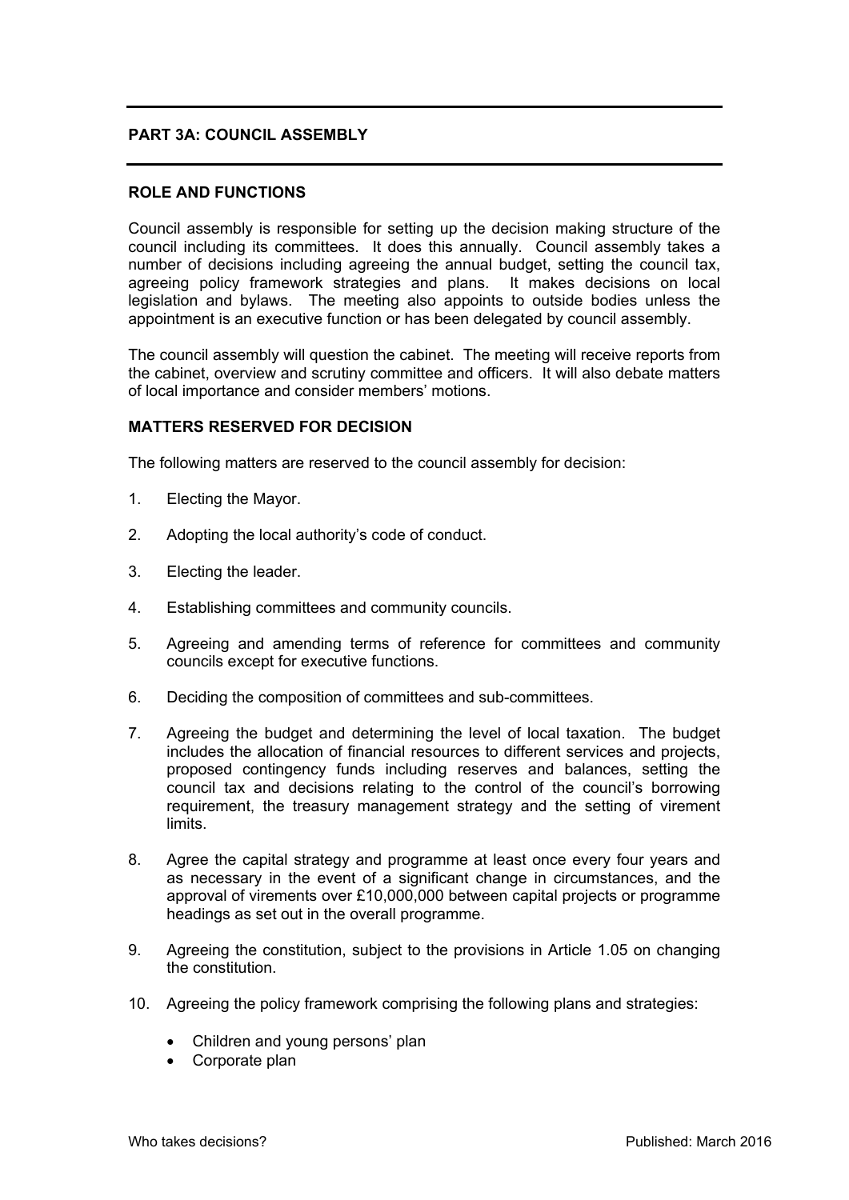## PART 3A: COUNCIL ASSEMBLY

### ROLE AND FUNCTIONS

Council assembly is responsible for setting up the decision making structure of the council including its committees. It does this annually. Council assembly takes a number of decisions including agreeing the annual budget, setting the council tax, agreeing policy framework strategies and plans. It makes decisions on local legislation and bylaws. The meeting also appoints to outside bodies unless the appointment is an executive function or has been delegated by council assembly.

The council assembly will question the cabinet. The meeting will receive reports from the cabinet, overview and scrutiny committee and officers. It will also debate matters of local importance and consider members' motions.

### MATTERS RESERVED FOR DECISION

The following matters are reserved to the council assembly for decision:

1. Electing the Mayor.
2. Adopting the local authority's code of conduct.
3. Electing the leader.
4. Establishing committees and community councils.
5. Agreeing and amending terms of reference for committees and community councils except for executive functions.
6. Deciding the composition of committees and sub-committees.
7. Agreeing the budget and determining the level of local taxation. The budget includes the allocation of financial resources to different services and projects, proposed contingency funds including reserves and balances, setting the council tax and decisions relating to the control of the council's borrowing requirement, the treasury management strategy and the setting of virement limits.
8. Agree the capital strategy and programme at least once every four years and as necessary in the event of a significant change in circumstances, and the approval of virements over £10,000,000 between capital projects or programme headings as set out in the overall programme.
9. Agreeing the constitution, subject to the provisions in Article 1.05 on changing the constitution.
10. Agreeing the policy framework comprising the following plans and strategies:
    - Children and young persons' plan
    - Corporate plan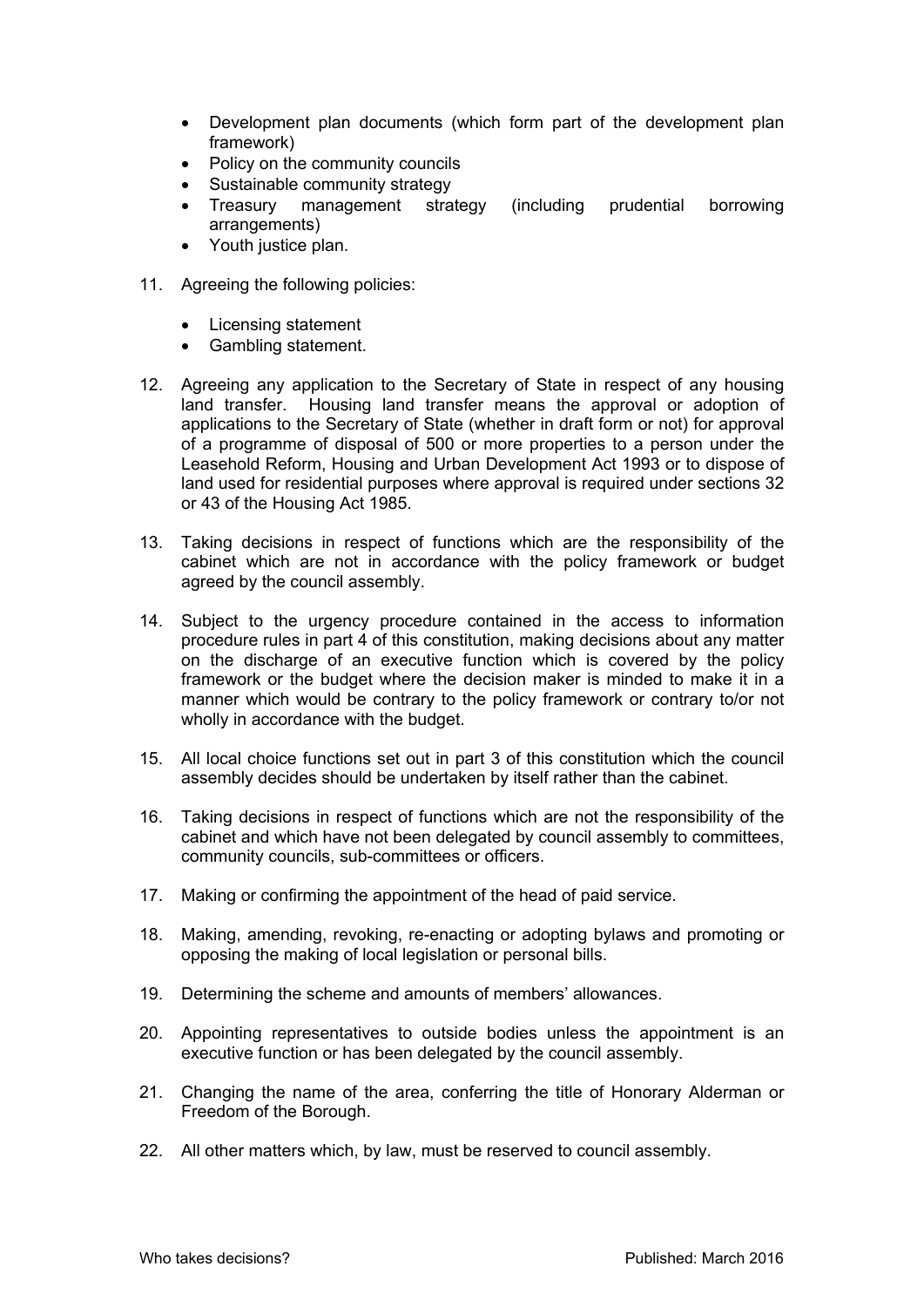- Development plan documents (which form part of the development plan framework)
- Policy on the community councils
- Sustainable community strategy
- Treasury management strategy (including prudential borrowing arrangements)
- Youth justice plan.

11. Agreeing the following policies:

    - Licensing statement
    - Gambling statement.

12. Agreeing any application to the Secretary of State in respect of any housing land transfer. Housing land transfer means the approval or adoption of applications to the Secretary of State (whether in draft form or not) for approval of a programme of disposal of 500 or more properties to a person under the Leasehold Reform, Housing and Urban Development Act 1993 or to dispose of land used for residential purposes where approval is required under sections 32 or 43 of the Housing Act 1985.

13. Taking decisions in respect of functions which are the responsibility of the cabinet which are not in accordance with the policy framework or budget agreed by the council assembly.

14. Subject to the urgency procedure contained in the access to information procedure rules in part 4 of this constitution, making decisions about any matter on the discharge of an executive function which is covered by the policy framework or the budget where the decision maker is minded to make it in a manner which would be contrary to the policy framework or contrary to/or not wholly in accordance with the budget.

15. All local choice functions set out in part 3 of this constitution which the council assembly decides should be undertaken by itself rather than the cabinet.

16. Taking decisions in respect of functions which are not the responsibility of the cabinet and which have not been delegated by council assembly to committees, community councils, sub-committees or officers.

17. Making or confirming the appointment of the head of paid service.

18. Making, amending, revoking, re-enacting or adopting bylaws and promoting or opposing the making of local legislation or personal bills.

19. Determining the scheme and amounts of members' allowances.

20. Appointing representatives to outside bodies unless the appointment is an executive function or has been delegated by the council assembly.

21. Changing the name of the area, conferring the title of Honorary Alderman or Freedom of the Borough.

22. All other matters which, by law, must be reserved to council assembly.